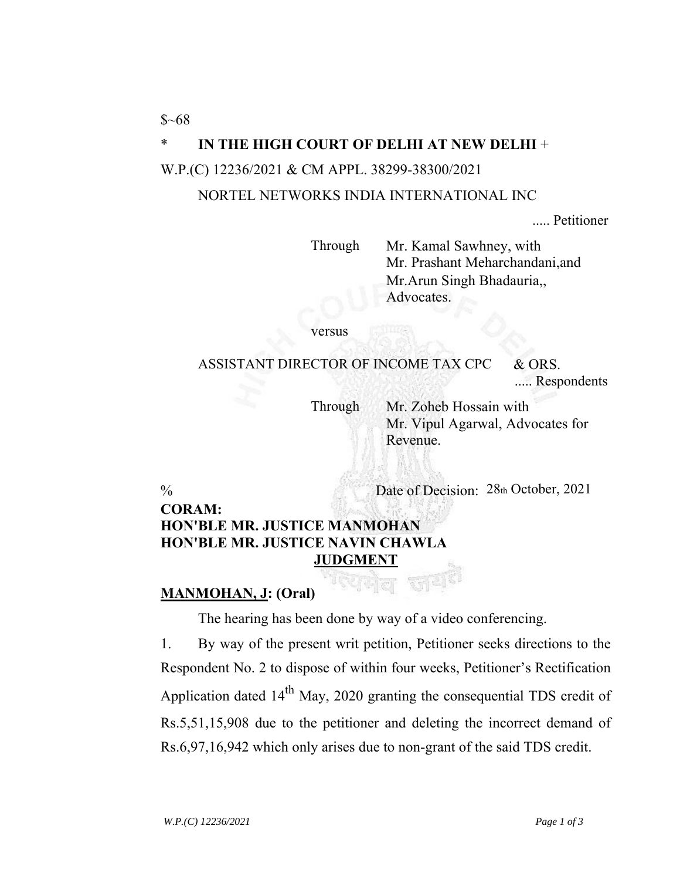$~68

\* **IN THE HIGH COURT OF DELHI AT NEW DELHI** +

W.P.(C) 12236/2021 & CM APPL. 38299-38300/2021

NORTEL NETWORKS INDIA INTERNATIONAL INC

..... Petitioner

Through Mr. Kamal Sawhney, with Mr. Prashant Meharchandani,and Mr.Arun Singh Bhadauria,, Advocates.

versus

ASSISTANT DIRECTOR OF INCOME TAX CPC & ORS.

..... Respondents

Through Mr. Zoheb Hossain with Mr. Vipul Agarwal, Advocates for Revenue.

% Date of Decision: 28th October, 2021

**CORAM:**
**HON'BLE MR. JUSTICE MANMOHAN**
**HON'BLE MR. JUSTICE NAVIN CHAWLA**

**JUDGMENT**

**MANMOHAN, J: (Oral)**

The hearing has been done by way of a video conferencing.

1. By way of the present writ petition, Petitioner seeks directions to the Respondent No. 2 to dispose of within four weeks, Petitioner's Rectification Application dated 14th May, 2020 granting the consequential TDS credit of Rs.5,51,15,908 due to the petitioner and deleting the incorrect demand of Rs.6,97,16,942 which only arises due to non-grant of the said TDS credit.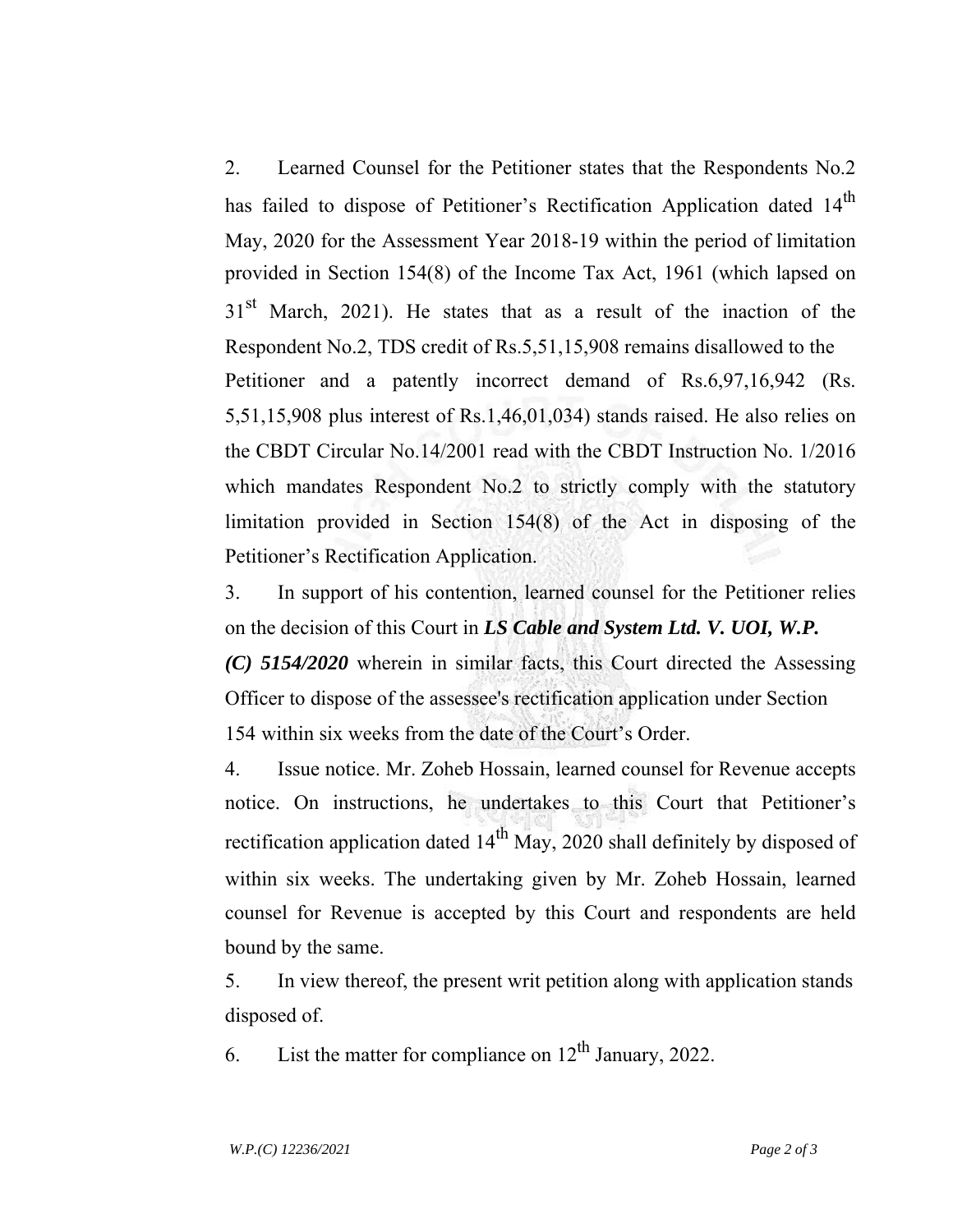2. Learned Counsel for the Petitioner states that the Respondents No.2 has failed to dispose of Petitioner's Rectification Application dated 14th May, 2020 for the Assessment Year 2018-19 within the period of limitation provided in Section 154(8) of the Income Tax Act, 1961 (which lapsed on 31st March, 2021). He states that as a result of the inaction of the Respondent No.2, TDS credit of Rs.5,51,15,908 remains disallowed to the Petitioner and a patently incorrect demand of Rs.6,97,16,942 (Rs. 5,51,15,908 plus interest of Rs.1,46,01,034) stands raised. He also relies on the CBDT Circular No.14/2001 read with the CBDT Instruction No. 1/2016 which mandates Respondent No.2 to strictly comply with the statutory limitation provided in Section 154(8) of the Act in disposing of the Petitioner's Rectification Application.

3. In support of his contention, learned counsel for the Petitioner relies on the decision of this Court in ***LS Cable and System Ltd. V. UOI, W.P. (C) 5154/2020*** wherein in similar facts, this Court directed the Assessing Officer to dispose of the assessee's rectification application under Section 154 within six weeks from the date of the Court's Order.

4. Issue notice. Mr. Zoheb Hossain, learned counsel for Revenue accepts notice. On instructions, he undertakes to this Court that Petitioner's rectification application dated 14th May, 2020 shall definitely by disposed of within six weeks. The undertaking given by Mr. Zoheb Hossain, learned counsel for Revenue is accepted by this Court and respondents are held bound by the same.

5. In view thereof, the present writ petition along with application stands disposed of.

6. List the matter for compliance on 12th January, 2022.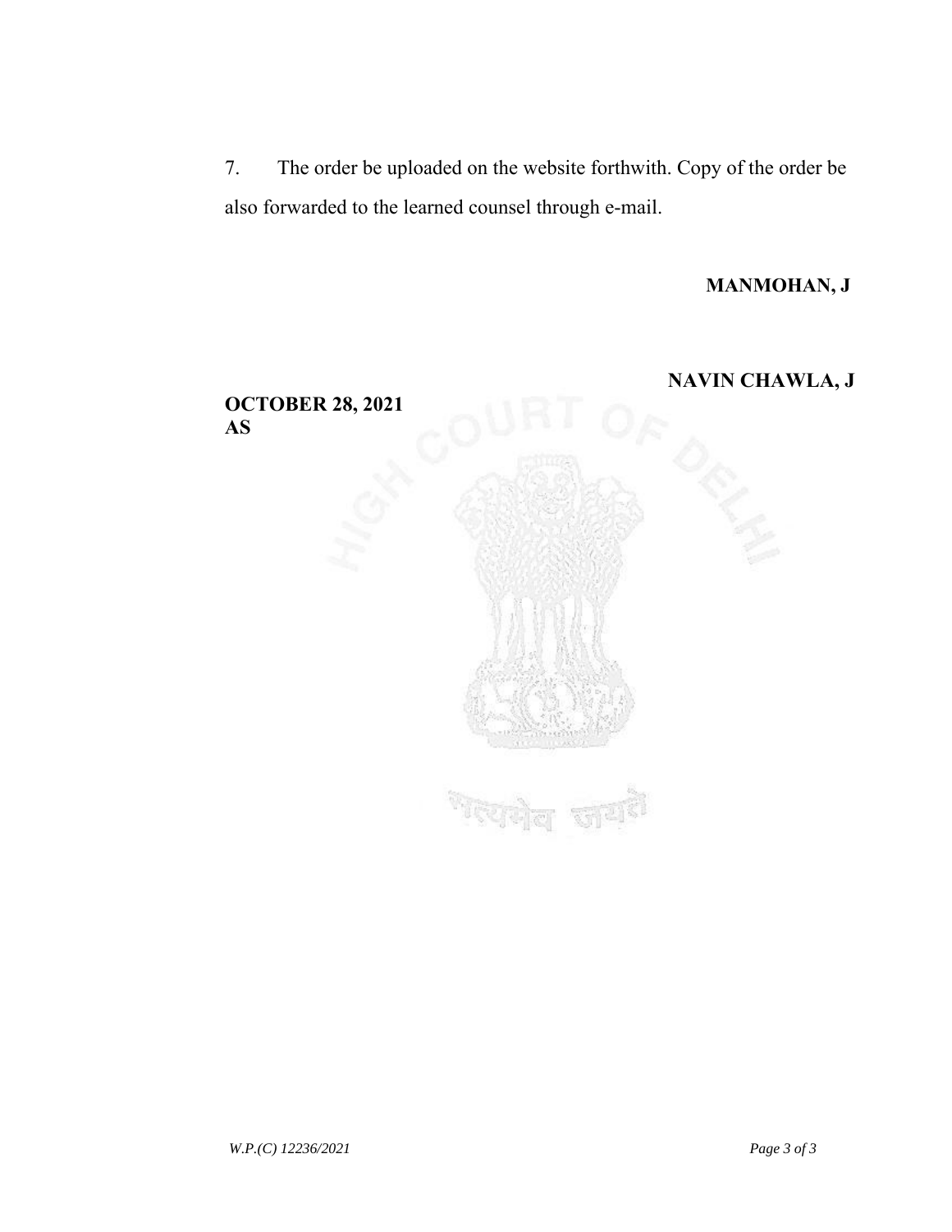7. The order be uploaded on the website forthwith. Copy of the order be also forwarded to the learned counsel through e-mail.

**MANMOHAN, J**

**NAVIN CHAWLA, J**

**OCTOBER 28, 2021**
**AS**